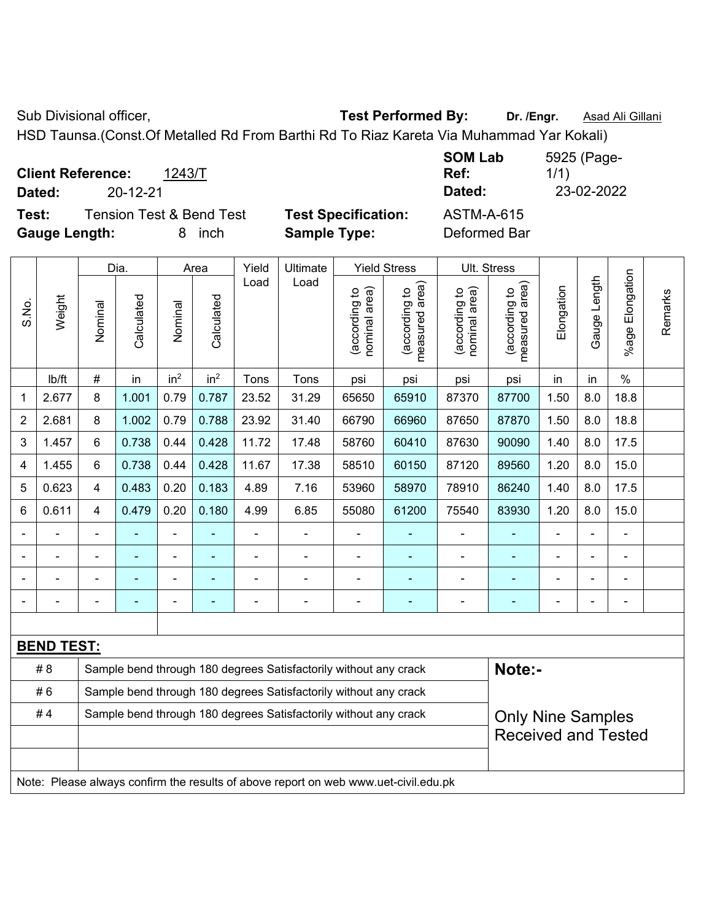Sub Divisional officer, **Test Performed By:** **Dr. /Engr.** Asad Ali Gillani

HSD Taunsa.(Const.Of Metalled Rd From Barthi Rd To Riaz Kareta Via Muhammad Yar Kokali)

**Client Reference:** 1243/T **SOM Lab Ref:** 5925 (Page-1/1)

**Dated:** 20-12-21 **Dated:** 23-02-2022

**Test:** Tension Test & Bend Test **Test Specification:** ASTM-A-615

**Gauge Length:** 8 inch **Sample Type:** Deformed Bar

| S.No. | Weight | Dia. | | Area | | Yield Load | Ultimate Load | Yield Stress | | Ult. Stress | | Elongation | Gauge Length | %age Elongation | Remarks |
|---|---|---|---|---|---|---|---|---|---|---|---|---|---|---|---|
| | | Nominal | Calculated | Nominal | Calculated | | | (according to nominal area) | (according to measured area) | (according to nominal area) | (according to measured area) | | | | |
| | lb/ft | # | in | in$^2$ | in$^2$ | Tons | Tons | psi | psi | psi | psi | in | in | % | |
| 1 | 2.677 | 8 | 1.001 | 0.79 | 0.787 | 23.52 | 31.29 | 65650 | 65910 | 87370 | 87700 | 1.50 | 8.0 | 18.8 | |
| 2 | 2.681 | 8 | 1.002 | 0.79 | 0.788 | 23.92 | 31.40 | 66790 | 66960 | 87650 | 87870 | 1.50 | 8.0 | 18.8 | |
| 3 | 1.457 | 6 | 0.738 | 0.44 | 0.428 | 11.72 | 17.48 | 58760 | 60410 | 87630 | 90090 | 1.40 | 8.0 | 17.5 | |
| 4 | 1.455 | 6 | 0.738 | 0.44 | 0.428 | 11.67 | 17.38 | 58510 | 60150 | 87120 | 89560 | 1.20 | 8.0 | 15.0 | |
| 5 | 0.623 | 4 | 0.483 | 0.20 | 0.183 | 4.89 | 7.16 | 53960 | 58970 | 78910 | 86240 | 1.40 | 8.0 | 17.5 | |
| 6 | 0.611 | 4 | 0.479 | 0.20 | 0.180 | 4.99 | 6.85 | 55080 | 61200 | 75540 | 83930 | 1.20 | 8.0 | 15.0 | |
| - | - | - | - | - | - | - | - | - | - | - | - | - | - | - | |
| - | - | - | - | - | - | - | - | - | - | - | - | - | - | - | |
| - | - | - | - | - | - | - | - | - | - | - | - | - | - | - | |
| - | - | - | - | - | - | - | - | - | - | - | - | - | - | - | |

**BEND TEST:**

| | | |
|---|---|---|
| # 8 | Sample bend through 180 degrees Satisfactorily without any crack | **Note:-** |
| # 6 | Sample bend through 180 degrees Satisfactorily without any crack | |
| # 4 | Sample bend through 180 degrees Satisfactorily without any crack | Only Nine Samples Received and Tested |
| | | |
| | | |

Note: Please always confirm the results of above report on web www.uet-civil.edu.pk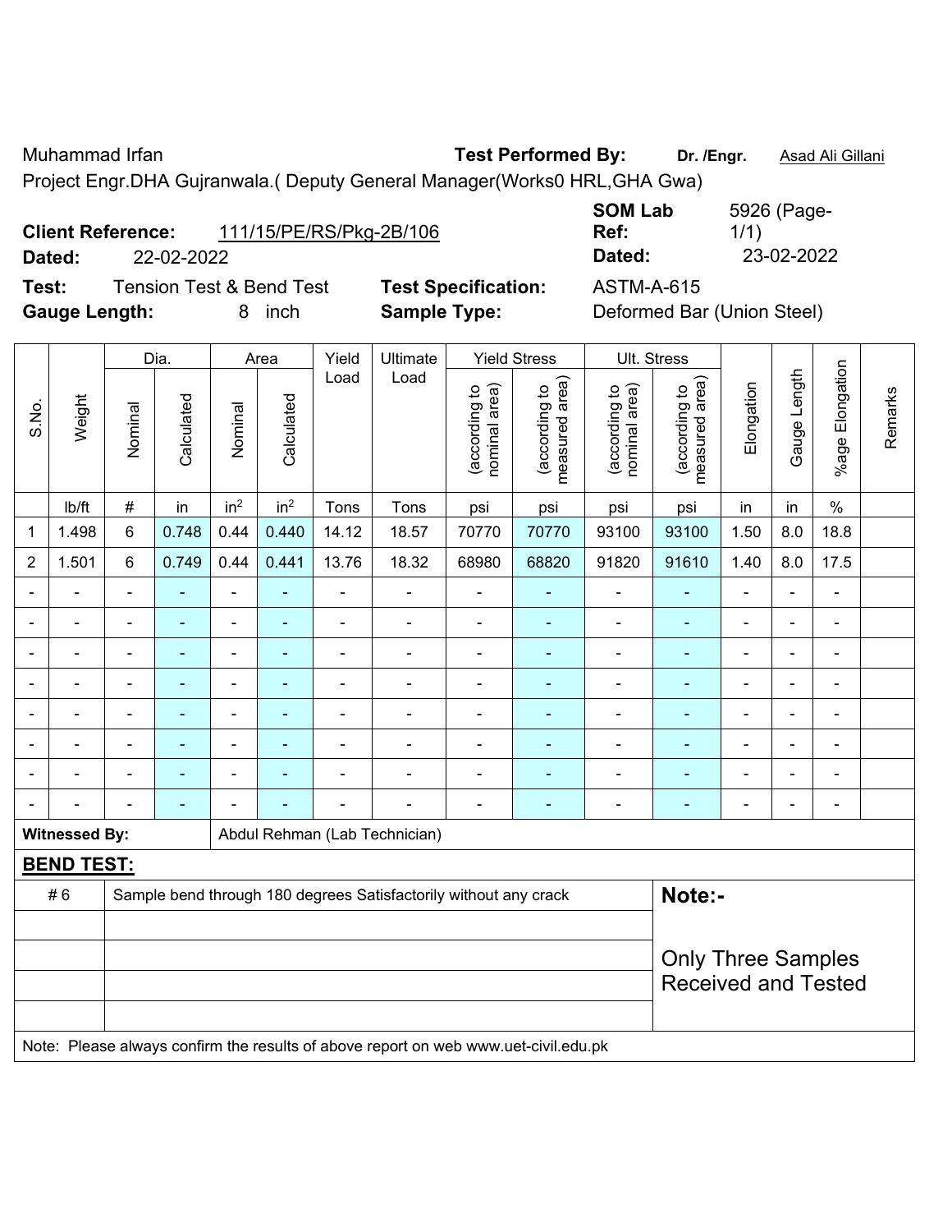Muhammad Irfan **Test Performed By:** **Dr. /Engr.** Asad Ali Gillani

Project Engr.DHA Gujranwala.( Deputy General Manager(Works0 HRL,GHA Gwa)

**Client Reference:** 111/15/PE/RS/Pkg-2B/106 **SOM Lab Ref:** 5926 (Page-1/1)

**Dated:** 22-02-2022 **Dated:** 23-02-2022

**Test:** Tension Test & Bend Test **Test Specification:** ASTM-A-615

**Gauge Length:** 8 inch **Sample Type:** Deformed Bar (Union Steel)

| S.No. | Weight | Dia. | | Area | | Yield Load | Ultimate Load | Yield Stress | | Ult. Stress | | Elongation | Gauge Length | %age Elongation | Remarks |
|---|---|---|---|---|---|---|---|---|---|---|---|---|---|---|---|
| | | Nominal | Calculated | Nominal | Calculated | | | (according to nominal area) | (according to measured area) | (according to nominal area) | (according to measured area) | | | | |
| | lb/ft | # | in | $in^2$ | $in^2$ | Tons | Tons | psi | psi | psi | psi | in | in | % | |
| 1 | 1.498 | 6 | 0.748 | 0.44 | 0.440 | 14.12 | 18.57 | 70770 | 70770 | 93100 | 93100 | 1.50 | 8.0 | 18.8 | |
| 2 | 1.501 | 6 | 0.749 | 0.44 | 0.441 | 13.76 | 18.32 | 68980 | 68820 | 91820 | 91610 | 1.40 | 8.0 | 17.5 | |
| - | - | - | - | - | - | - | - | - | - | - | - | - | - | - | |
| - | - | - | - | - | - | - | - | - | - | - | - | - | - | - | |
| - | - | - | - | - | - | - | - | - | - | - | - | - | - | - | |
| - | - | - | - | - | - | - | - | - | - | - | - | - | - | - | |
| - | - | - | - | - | - | - | - | - | - | - | - | - | - | - | |
| - | - | - | - | - | - | - | - | - | - | - | - | - | - | - | |
| - | - | - | - | - | - | - | - | - | - | - | - | - | - | - | |
| - | - | - | - | - | - | - | - | - | - | - | - | - | - | - | |

**Witnessed By:** Abdul Rehman (Lab Technician)

**BEND TEST:**

| | | |
|---|---|---|
| # 6 | Sample bend through 180 degrees Satisfactorily without any crack | **Note:-** |
| | | Only Three Samples Received and Tested |
| | | |
| | | |
| | | |

Note: Please always confirm the results of above report on web www.uet-civil.edu.pk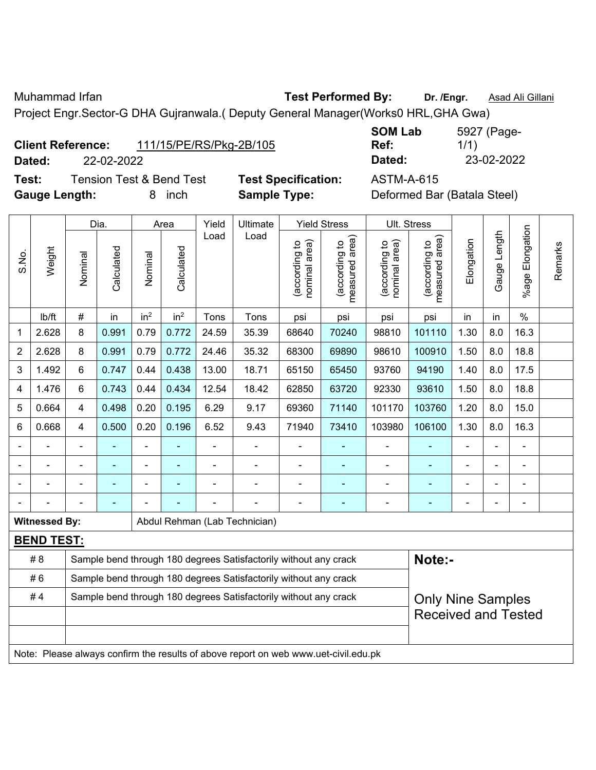Muhammad Irfan **Test Performed By:** **Dr. /Engr.** Asad Ali Gillani

Project Engr.Sector-G DHA Gujranwala.( Deputy General Manager(Works0 HRL,GHA Gwa)

**Client Reference:** 111/15/PE/RS/Pkg-2B/105 **SOM Lab Ref:** 5927 (Page-1/1)

**Dated:** 22-02-2022 **Dated:** 23-02-2022

**Test:** Tension Test & Bend Test **Test Specification:** ASTM-A-615

**Gauge Length:** 8 inch **Sample Type:** Deformed Bar (Batala Steel)

| S.No. | Weight | Dia. | | Area | | Yield Load | Ultimate Load | Yield Stress | | Ult. Stress | | Elongation | Gauge Length | %age Elongation | Remarks |
|---|---|---|---|---|---|---|---|---|---|---|---|---|---|---|---|
| | | Nominal | Calculated | Nominal | Calculated | | | (according to nominal area) | (according to measured area) | (according to nominal area) | (according to measured area) | | | | |
| | lb/ft | # | in | in$^2$ | in$^2$ | Tons | Tons | psi | psi | psi | psi | in | in | % | |
| 1 | 2.628 | 8 | 0.991 | 0.79 | 0.772 | 24.59 | 35.39 | 68640 | 70240 | 98810 | 101110 | 1.30 | 8.0 | 16.3 | |
| 2 | 2.628 | 8 | 0.991 | 0.79 | 0.772 | 24.46 | 35.32 | 68300 | 69890 | 98610 | 100910 | 1.50 | 8.0 | 18.8 | |
| 3 | 1.492 | 6 | 0.747 | 0.44 | 0.438 | 13.00 | 18.71 | 65150 | 65450 | 93760 | 94190 | 1.40 | 8.0 | 17.5 | |
| 4 | 1.476 | 6 | 0.743 | 0.44 | 0.434 | 12.54 | 18.42 | 62850 | 63720 | 92330 | 93610 | 1.50 | 8.0 | 18.8 | |
| 5 | 0.664 | 4 | 0.498 | 0.20 | 0.195 | 6.29 | 9.17 | 69360 | 71140 | 101170 | 103760 | 1.20 | 8.0 | 15.0 | |
| 6 | 0.668 | 4 | 0.500 | 0.20 | 0.196 | 6.52 | 9.43 | 71940 | 73410 | 103980 | 106100 | 1.30 | 8.0 | 16.3 | |
| - | - | - | - | - | - | - | - | - | - | - | - | - | - | - | |
| - | - | - | - | - | - | - | - | - | - | - | - | - | - | - | |
| - | - | - | - | - | - | - | - | - | - | - | - | - | - | - | |
| - | - | - | - | - | - | - | - | - | - | - | - | - | - | - | |

**Witnessed By:** Abdul Rehman (Lab Technician)

**BEND TEST:**

| | | |
|---|---|---|
| # 8 | Sample bend through 180 degrees Satisfactorily without any crack | **Note:-** |
| # 6 | Sample bend through 180 degrees Satisfactorily without any crack | |
| # 4 | Sample bend through 180 degrees Satisfactorily without any crack | Only Nine Samples Received and Tested |
| | | |
| | | |

Note: Please always confirm the results of above report on web www.uet-civil.edu.pk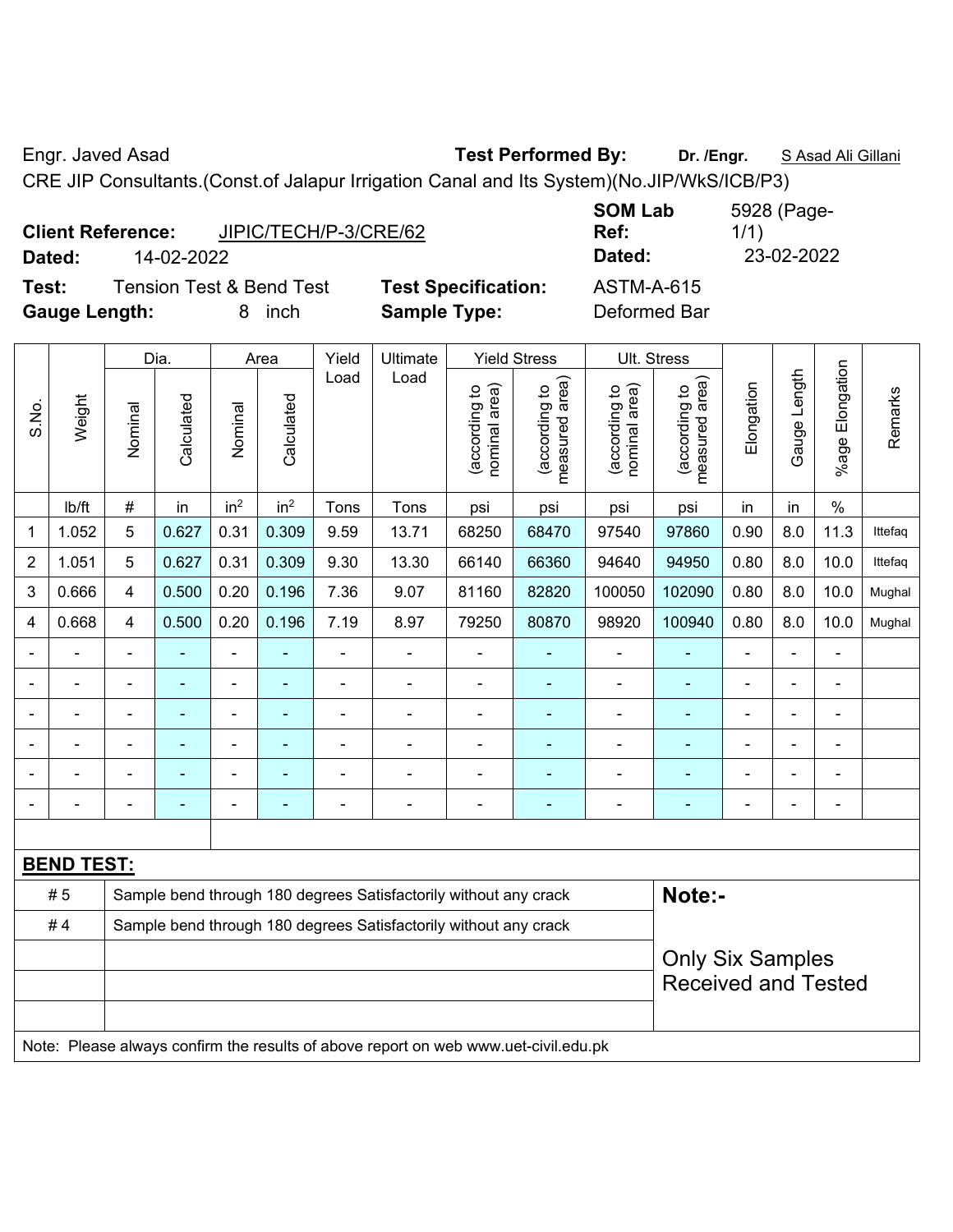Engr. Javed Asad **Test Performed By:** **Dr. /Engr.** S Asad Ali Gillani

CRE JIP Consultants.(Const.of Jalapur Irrigation Canal and Its System)(No.JIP/WkS/ICB/P3)

**Client Reference:** JIPIC/TECH/P-3/CRE/62 **SOM Lab Ref:** 5928 (Page-1/1)

**Dated:** 14-02-2022 **Dated:** 23-02-2022

**Test:** Tension Test & Bend Test **Test Specification:** ASTM-A-615

**Gauge Length:** 8 inch **Sample Type:** Deformed Bar

| S.No. | Weight | Dia. | | Area | | Yield Load | Ultimate Load | Yield Stress | | Ult. Stress | | Elongation | Gauge Length | %age Elongation | Remarks |
|---|---|---|---|---|---|---|---|---|---|---|---|---|---|---|---|
| | | Nominal | Calculated | Nominal | Calculated | | | (according to nominal area) | (according to measured area) | (according to nominal area) | (according to measured area) | | | | |
| | lb/ft | # | in | in² | in² | Tons | Tons | psi | psi | psi | psi | in | in | % | |
| 1 | 1.052 | 5 | 0.627 | 0.31 | 0.309 | 9.59 | 13.71 | 68250 | 68470 | 97540 | 97860 | 0.90 | 8.0 | 11.3 | Ittefaq |
| 2 | 1.051 | 5 | 0.627 | 0.31 | 0.309 | 9.30 | 13.30 | 66140 | 66360 | 94640 | 94950 | 0.80 | 8.0 | 10.0 | Ittefaq |
| 3 | 0.666 | 4 | 0.500 | 0.20 | 0.196 | 7.36 | 9.07 | 81160 | 82820 | 100050 | 102090 | 0.80 | 8.0 | 10.0 | Mughal |
| 4 | 0.668 | 4 | 0.500 | 0.20 | 0.196 | 7.19 | 8.97 | 79250 | 80870 | 98920 | 100940 | 0.80 | 8.0 | 10.0 | Mughal |
| - | - | - | - | - | - | - | - | - | - | - | - | - | - | - | |
| - | - | - | - | - | - | - | - | - | - | - | - | - | - | - | |
| - | - | - | - | - | - | - | - | - | - | - | - | - | - | - | |
| - | - | - | - | - | - | - | - | - | - | - | - | - | - | - | |
| - | - | - | - | - | - | - | - | - | - | - | - | - | - | - | |
| - | - | - | - | - | - | - | - | - | - | - | - | - | - | - | |

**BEND TEST:**

| | | |
|---|---|---|
| # 5 | Sample bend through 180 degrees Satisfactorily without any crack | **Note:-** |
| # 4 | Sample bend through 180 degrees Satisfactorily without any crack | |
| | | Only Six Samples Received and Tested |

Note: Please always confirm the results of above report on web www.uet-civil.edu.pk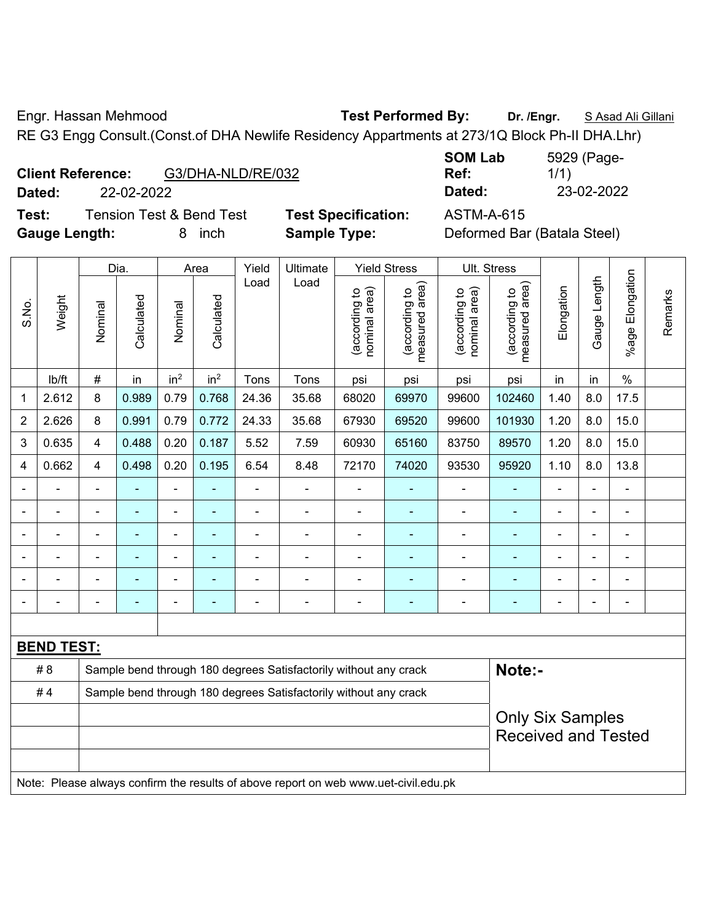Engr. Hassan Mehmood **Test Performed By:** **Dr. /Engr.** S Asad Ali Gillani

RE G3 Engg Consult.(Const.of DHA Newlife Residency Appartments at 273/1Q Block Ph-II DHA.Lhr)

**Client Reference:** G3/DHA-NLD/RE/032 **SOM Lab Ref:** 5929 (Page-1/1)

**Dated:** 22-02-2022 **Dated:** 23-02-2022

**Test:** Tension Test & Bend Test **Test Specification:** ASTM-A-615

**Gauge Length:** 8 inch **Sample Type:** Deformed Bar (Batala Steel)

| S.No. | Weight | Dia. | | Area | | Yield Load | Ultimate Load | Yield Stress | | Ult. Stress | | Elongation | Gauge Length | %age Elongation | Remarks |
|---|---|---|---|---|---|---|---|---|---|---|---|---|---|---|---|
| | | Nominal | Calculated | Nominal | Calculated | | | (according to nominal area) | (according to measured area) | (according to nominal area) | (according to measured area) | | | | |
| | lb/ft | # | in | in$^2$ | in$^2$ | Tons | Tons | psi | psi | psi | psi | in | in | % | |
| 1 | 2.612 | 8 | 0.989 | 0.79 | 0.768 | 24.36 | 35.68 | 68020 | 69970 | 99600 | 102460 | 1.40 | 8.0 | 17.5 | |
| 2 | 2.626 | 8 | 0.991 | 0.79 | 0.772 | 24.33 | 35.68 | 67930 | 69520 | 99600 | 101930 | 1.20 | 8.0 | 15.0 | |
| 3 | 0.635 | 4 | 0.488 | 0.20 | 0.187 | 5.52 | 7.59 | 60930 | 65160 | 83750 | 89570 | 1.20 | 8.0 | 15.0 | |
| 4 | 0.662 | 4 | 0.498 | 0.20 | 0.195 | 6.54 | 8.48 | 72170 | 74020 | 93530 | 95920 | 1.10 | 8.0 | 13.8 | |
| - | - | - | - | - | - | - | - | - | - | - | - | - | - | - | |
| - | - | - | - | - | - | - | - | - | - | - | - | - | - | - | |
| - | - | - | - | - | - | - | - | - | - | - | - | - | - | - | |
| - | - | - | - | - | - | - | - | - | - | - | - | - | - | - | |
| - | - | - | - | - | - | - | - | - | - | - | - | - | - | - | |
| - | - | - | - | - | - | - | - | - | - | - | - | - | - | - | |

**BEND TEST:**

| | | |
|---|---|---|
| # 8 | Sample bend through 180 degrees Satisfactorily without any crack | **Note:-** |
| # 4 | Sample bend through 180 degrees Satisfactorily without any crack | Only Six Samples Received and Tested |

Note: Please always confirm the results of above report on web www.uet-civil.edu.pk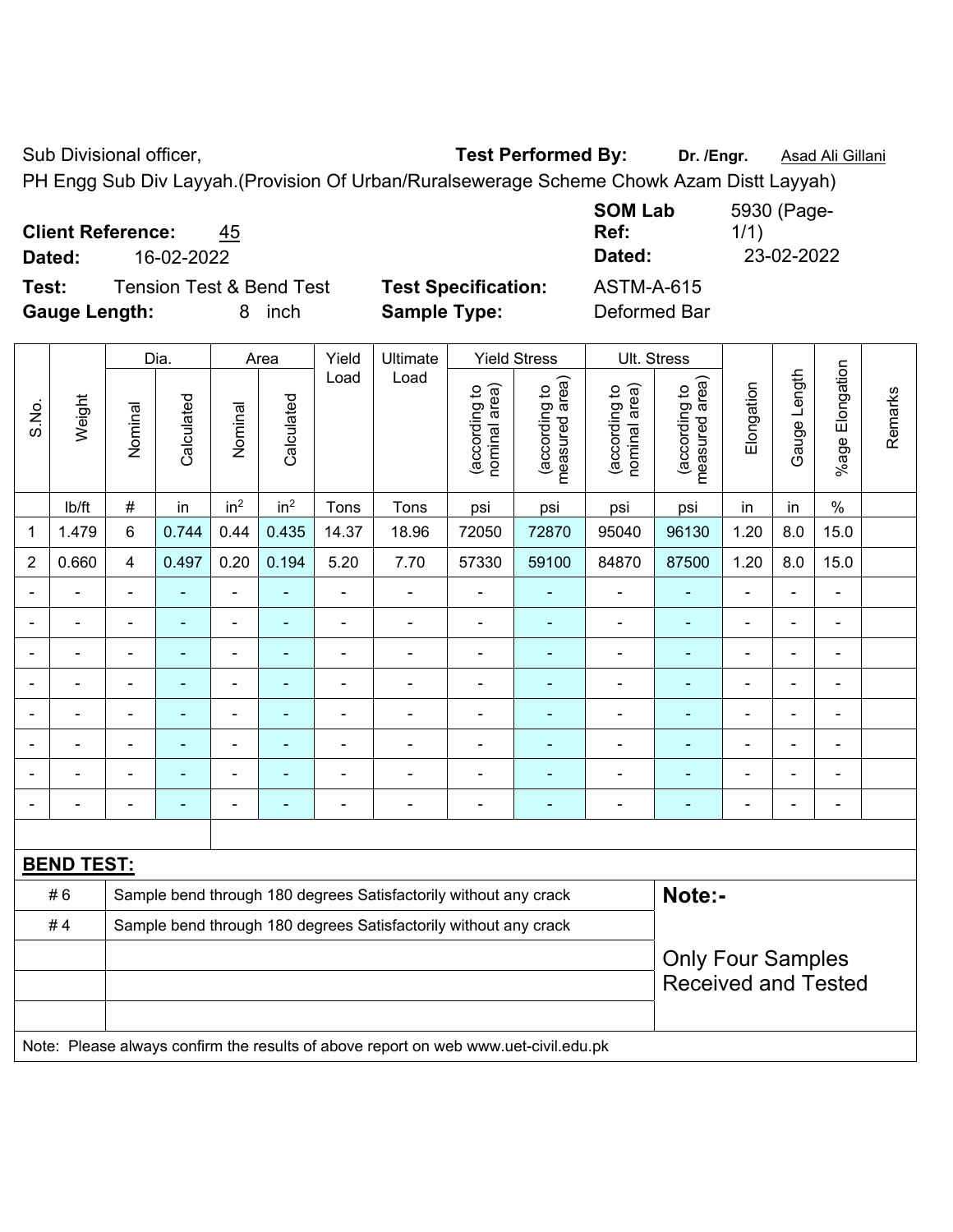Sub Divisional officer, **Test Performed By:** **Dr. /Engr.** Asad Ali Gillani

PH Engg Sub Div Layyah.(Provision Of Urban/Ruralsewerage Scheme Chowk Azam Distt Layyah)

**Client Reference:** 45 **SOM Lab Ref:** 5930 (Page-1/1)

**Dated:** 16-02-2022 **Dated:** 23-02-2022

**Test:** Tension Test & Bend Test **Test Specification:** ASTM-A-615

**Gauge Length:** 8 inch **Sample Type:** Deformed Bar

| S.No. | Weight | Dia. | | Area | | Yield Load | Ultimate Load | Yield Stress | | Ult. Stress | | Elongation | Gauge Length | %age Elongation | Remarks |
|---|---|---|---|---|---|---|---|---|---|---|---|---|---|---|---|
| | | Nominal | Calculated | Nominal | Calculated | | | (according to nominal area) | (according to measured area) | (according to nominal area) | (according to measured area) | | | | |
| | lb/ft | # | in | $in^2$ | $in^2$ | Tons | Tons | psi | psi | psi | psi | in | in | % | |
| 1 | 1.479 | 6 | 0.744 | 0.44 | 0.435 | 14.37 | 18.96 | 72050 | 72870 | 95040 | 96130 | 1.20 | 8.0 | 15.0 | |
| 2 | 0.660 | 4 | 0.497 | 0.20 | 0.194 | 5.20 | 7.70 | 57330 | 59100 | 84870 | 87500 | 1.20 | 8.0 | 15.0 | |
| - | - | - | - | - | - | - | - | - | - | - | - | - | - | - | |
| - | - | - | - | - | - | - | - | - | - | - | - | - | - | - | |
| - | - | - | - | - | - | - | - | - | - | - | - | - | - | - | |
| - | - | - | - | - | - | - | - | - | - | - | - | - | - | - | |
| - | - | - | - | - | - | - | - | - | - | - | - | - | - | - | |
| - | - | - | - | - | - | - | - | - | - | - | - | - | - | - | |
| - | - | - | - | - | - | - | - | - | - | - | - | - | - | - | |
| - | - | - | - | - | - | - | - | - | - | - | - | - | - | - | |

**BEND TEST:**

| | | |
|---|---|---|
| # 6 | Sample bend through 180 degrees Satisfactorily without any crack | **Note:-** |
| # 4 | Sample bend through 180 degrees Satisfactorily without any crack | |
| | | Only Four Samples Received and Tested |

Note: Please always confirm the results of above report on web www.uet-civil.edu.pk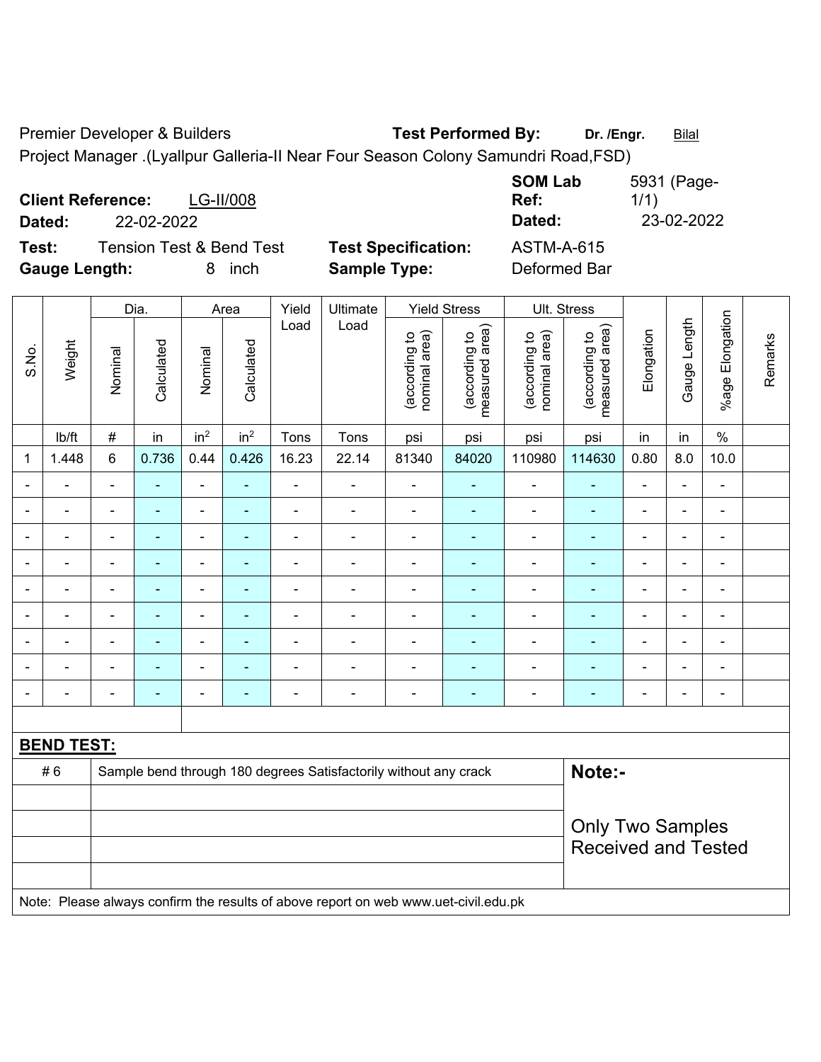Premier Developer & Builders **Test Performed By:** **Dr. /Engr.** Bilal

Project Manager .(Lyallpur Galleria-II Near Four Season Colony Samundri Road,FSD)

**Client Reference:** LG-II/008 **SOM Lab Ref:** 5931 (Page-1/1)

**Dated:** 22-02-2022 **Dated:** 23-02-2022

**Test:** Tension Test & Bend Test **Test Specification:** ASTM-A-615

**Gauge Length:** 8 inch **Sample Type:** Deformed Bar

| S.No. | Weight | Dia. | | Area | | Yield Load | Ultimate Load | Yield Stress | | Ult. Stress | | Elongation | Gauge Length | %age Elongation | Remarks |
|---|---|---|---|---|---|---|---|---|---|---|---|---|---|---|---|
| | | Nominal | Calculated | Nominal | Calculated | | | (according to nominal area) | (according to measured area) | (according to nominal area) | (according to measured area) | | | | |
| | lb/ft | # | in | $in^2$ | $in^2$ | Tons | Tons | psi | psi | psi | psi | in | in | % | |
| 1 | 1.448 | 6 | 0.736 | 0.44 | 0.426 | 16.23 | 22.14 | 81340 | 84020 | 110980 | 114630 | 0.80 | 8.0 | 10.0 | |
| - | - | - | - | - | - | - | - | - | - | - | - | - | - | - | |
| - | - | - | - | - | - | - | - | - | - | - | - | - | - | - | |
| - | - | - | - | - | - | - | - | - | - | - | - | - | - | - | |
| - | - | - | - | - | - | - | - | - | - | - | - | - | - | - | |
| - | - | - | - | - | - | - | - | - | - | - | - | - | - | - | |
| - | - | - | - | - | - | - | - | - | - | - | - | - | - | - | |
| - | - | - | - | - | - | - | - | - | - | - | - | - | - | - | |
| - | - | - | - | - | - | - | - | - | - | - | - | - | - | - | |
| - | - | - | - | - | - | - | - | - | - | - | - | - | - | - | |

**BEND TEST:**

| | | |
|---|---|---|
| # 6 | Sample bend through 180 degrees Satisfactorily without any crack | **Note:-** |
| | | Only Two Samples Received and Tested |
| | | |
| | | |
| | | |

Note: Please always confirm the results of above report on web www.uet-civil.edu.pk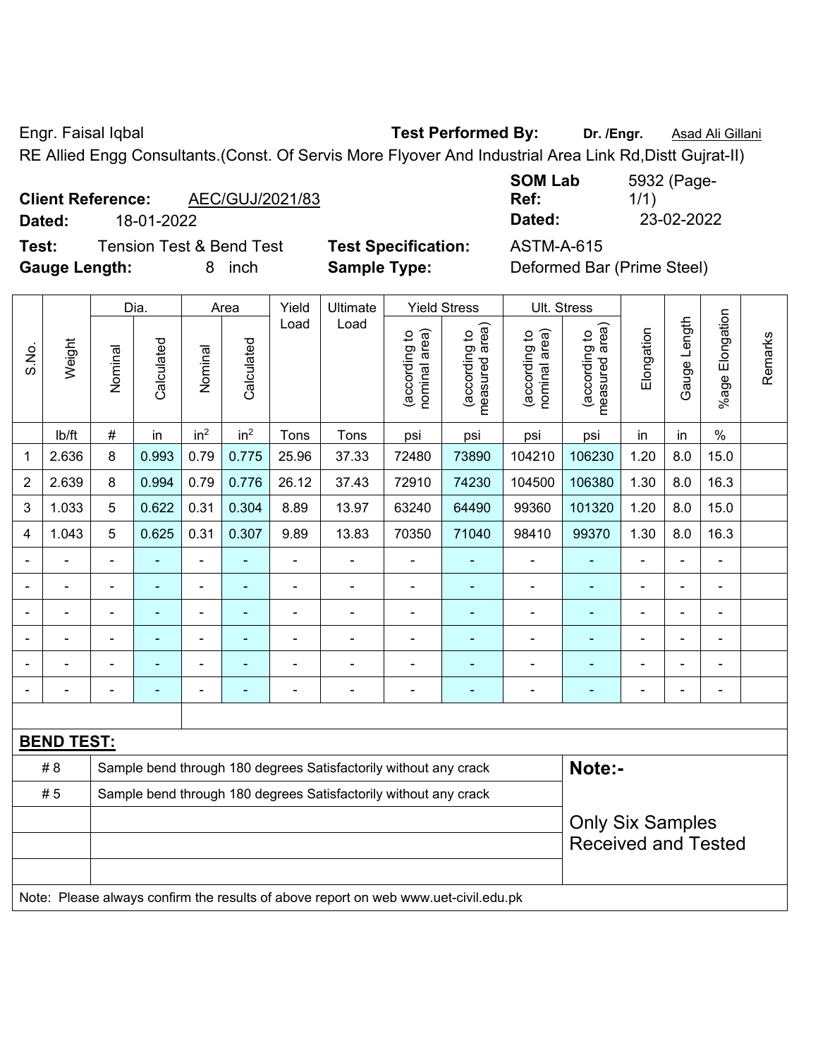Engr. Faisal Iqbal **Test Performed By:** **Dr. /Engr.** Asad Ali Gillani

RE Allied Engg Consultants.(Const. Of Servis More Flyover And Industrial Area Link Rd,Distt Gujrat-II)

**Client Reference:** AEC/GUJ/2021/83 **SOM Lab Ref:** 5932 (Page-1/1)

**Dated:** 18-01-2022 **Dated:** 23-02-2022

**Test:** Tension Test & Bend Test **Test Specification:** ASTM-A-615

**Gauge Length:** 8 inch **Sample Type:** Deformed Bar (Prime Steel)

| S.No. | Weight | Dia. | | Area | | Yield Load | Ultimate Load | Yield Stress | | Ult. Stress | | Elongation | Gauge Length | %age Elongation | Remarks |
|---|---|---|---|---|---|---|---|---|---|---|---|---|---|---|---|
| | | Nominal | Calculated | Nominal | Calculated | | | (according to nominal area) | (according to measured area) | (according to nominal area) | (according to measured area) | | | | |
| | lb/ft | # | in | in$^2$ | in$^2$ | Tons | Tons | psi | psi | psi | psi | in | in | % | |
| 1 | 2.636 | 8 | 0.993 | 0.79 | 0.775 | 25.96 | 37.33 | 72480 | 73890 | 104210 | 106230 | 1.20 | 8.0 | 15.0 | |
| 2 | 2.639 | 8 | 0.994 | 0.79 | 0.776 | 26.12 | 37.43 | 72910 | 74230 | 104500 | 106380 | 1.30 | 8.0 | 16.3 | |
| 3 | 1.033 | 5 | 0.622 | 0.31 | 0.304 | 8.89 | 13.97 | 63240 | 64490 | 99360 | 101320 | 1.20 | 8.0 | 15.0 | |
| 4 | 1.043 | 5 | 0.625 | 0.31 | 0.307 | 9.89 | 13.83 | 70350 | 71040 | 98410 | 99370 | 1.30 | 8.0 | 16.3 | |
| - | - | - | - | - | - | - | - | - | - | - | - | - | - | - | |
| - | - | - | - | - | - | - | - | - | - | - | - | - | - | - | |
| - | - | - | - | - | - | - | - | - | - | - | - | - | - | - | |
| - | - | - | - | - | - | - | - | - | - | - | - | - | - | - | |
| - | - | - | - | - | - | - | - | - | - | - | - | - | - | - | |
| - | - | - | - | - | - | - | - | - | - | - | - | - | - | - | |

**BEND TEST:**

| | | |
|---|---|---|
| # 8 | Sample bend through 180 degrees Satisfactorily without any crack | **Note:-** |
| # 5 | Sample bend through 180 degrees Satisfactorily without any crack | Only Six Samples Received and Tested |

Note: Please always confirm the results of above report on web www.uet-civil.edu.pk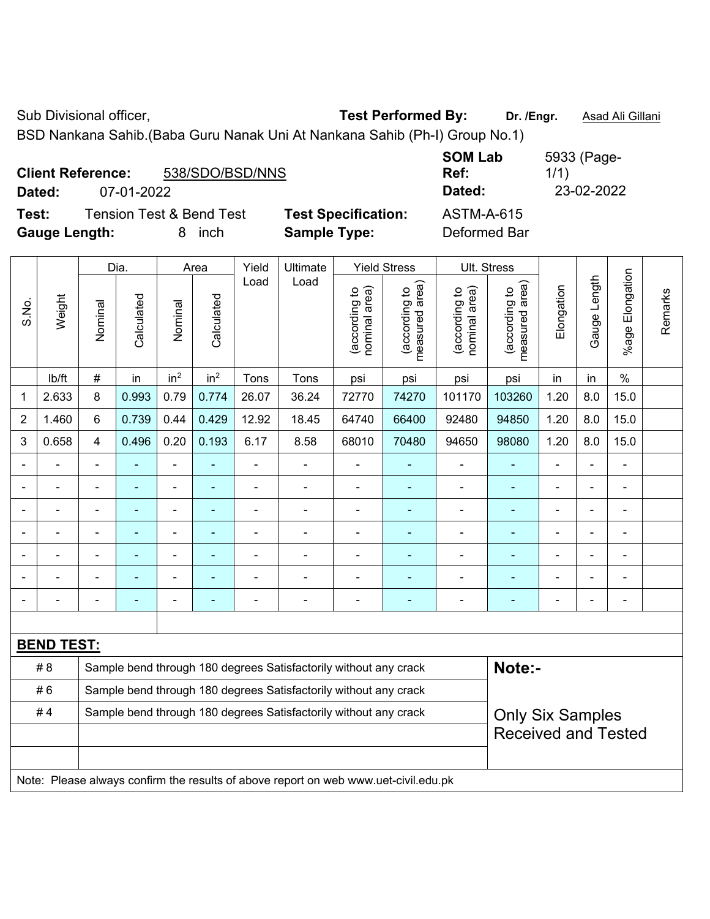Sub Divisional officer, **Test Performed By:** **Dr. /Engr.** Asad Ali Gillani

BSD Nankana Sahib.(Baba Guru Nanak Uni At Nankana Sahib (Ph-I) Group No.1)

**Client Reference:** 538/SDO/BSD/NNS **SOM Lab Ref:** 5933 (Page-1/1)

**Dated:** 07-01-2022 **Dated:** 23-02-2022

**Test:** Tension Test & Bend Test **Test Specification:** ASTM-A-615

**Gauge Length:** 8 inch **Sample Type:** Deformed Bar

| S.No. | Weight | Dia. | | Area | | Yield Load | Ultimate Load | Yield Stress | | Ult. Stress | | Elongation | Gauge Length | %age Elongation | Remarks |
|---|---|---|---|---|---|---|---|---|---|---|---|---|---|---|---|
| | | Nominal | Calculated | Nominal | Calculated | | | (according to nominal area) | (according to measured area) | (according to nominal area) | (according to measured area) | | | | |
| | lb/ft | # | in | in$^2$ | in$^2$ | Tons | Tons | psi | psi | psi | psi | in | in | % | |
| 1 | 2.633 | 8 | 0.993 | 0.79 | 0.774 | 26.07 | 36.24 | 72770 | 74270 | 101170 | 103260 | 1.20 | 8.0 | 15.0 | |
| 2 | 1.460 | 6 | 0.739 | 0.44 | 0.429 | 12.92 | 18.45 | 64740 | 66400 | 92480 | 94850 | 1.20 | 8.0 | 15.0 | |
| 3 | 0.658 | 4 | 0.496 | 0.20 | 0.193 | 6.17 | 8.58 | 68010 | 70480 | 94650 | 98080 | 1.20 | 8.0 | 15.0 | |
| - | - | - | - | - | - | - | - | - | - | - | - | - | - | - | |
| - | - | - | - | - | - | - | - | - | - | - | - | - | - | - | |
| - | - | - | - | - | - | - | - | - | - | - | - | - | - | - | |
| - | - | - | - | - | - | - | - | - | - | - | - | - | - | - | |
| - | - | - | - | - | - | - | - | - | - | - | - | - | - | - | |
| - | - | - | - | - | - | - | - | - | - | - | - | - | - | - | |
| - | - | - | - | - | - | - | - | - | - | - | - | - | - | - | |

**BEND TEST:**

| | | |
|---|---|---|
| # 8 | Sample bend through 180 degrees Satisfactorily without any crack | **Note:-** |
| # 6 | Sample bend through 180 degrees Satisfactorily without any crack | |
| # 4 | Sample bend through 180 degrees Satisfactorily without any crack | Only Six Samples Received and Tested |
| | | |
| | | |

Note: Please always confirm the results of above report on web www.uet-civil.edu.pk